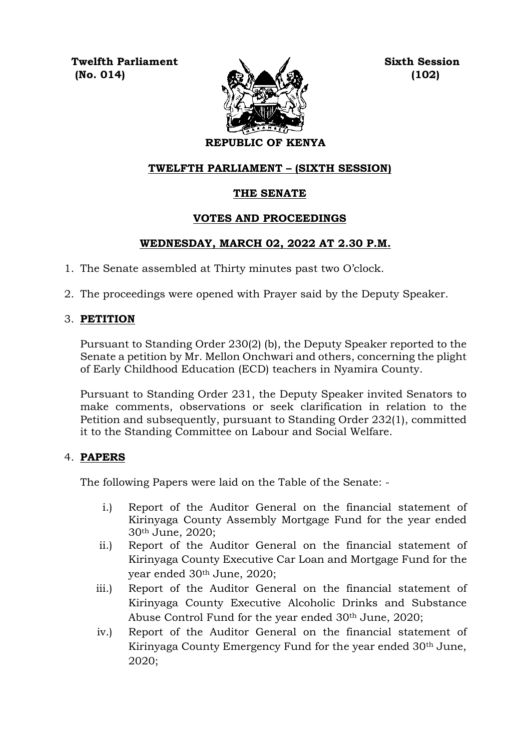**Twelfth Parliament**
**(No. 014)**

**Sixth Session**
**(102)**

**REPUBLIC OF KENYA**

## TWELFTH PARLIAMENT – (SIXTH SESSION)

## THE SENATE

## VOTES AND PROCEEDINGS

## WEDNESDAY, MARCH 02, 2022 AT 2.30 P.M.

1. The Senate assembled at Thirty minutes past two O'clock.

2. The proceedings were opened with Prayer said by the Deputy Speaker.

3. **PETITION**

   Pursuant to Standing Order 230(2) (b), the Deputy Speaker reported to the Senate a petition by Mr. Mellon Onchwari and others, concerning the plight of Early Childhood Education (ECD) teachers in Nyamira County.

   Pursuant to Standing Order 231, the Deputy Speaker invited Senators to make comments, observations or seek clarification in relation to the Petition and subsequently, pursuant to Standing Order 232(1), committed it to the Standing Committee on Labour and Social Welfare.

4. **PAPERS**

   The following Papers were laid on the Table of the Senate: -

   i.) Report of the Auditor General on the financial statement of Kirinyaga County Assembly Mortgage Fund for the year ended 30th June, 2020;

   ii.) Report of the Auditor General on the financial statement of Kirinyaga County Executive Car Loan and Mortgage Fund for the year ended 30th June, 2020;

   iii.) Report of the Auditor General on the financial statement of Kirinyaga County Executive Alcoholic Drinks and Substance Abuse Control Fund for the year ended 30th June, 2020;

   iv.) Report of the Auditor General on the financial statement of Kirinyaga County Emergency Fund for the year ended 30th June, 2020;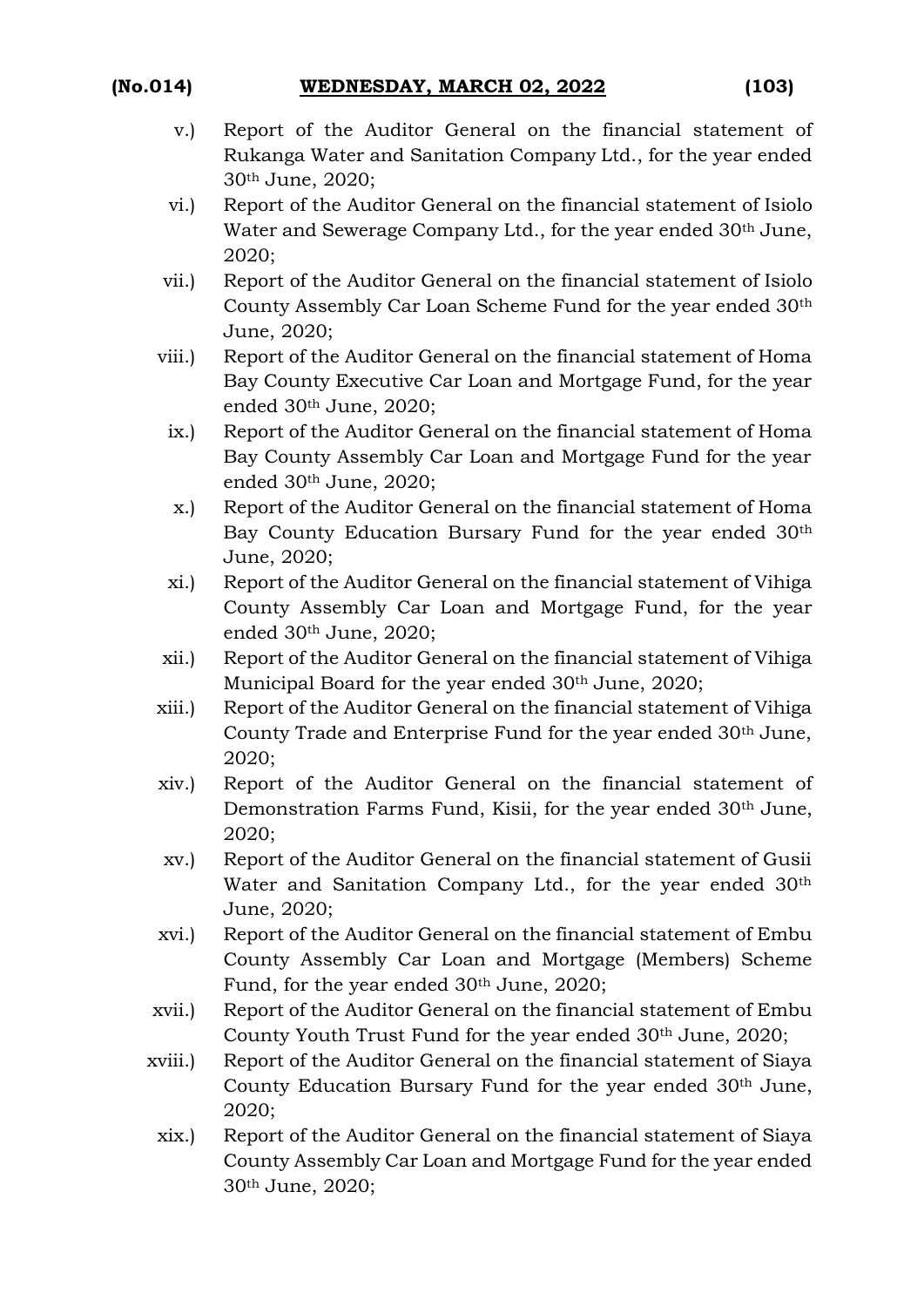v.) Report of the Auditor General on the financial statement of Rukanga Water and Sanitation Company Ltd., for the year ended 30th June, 2020;

vi.) Report of the Auditor General on the financial statement of Isiolo Water and Sewerage Company Ltd., for the year ended 30th June, 2020;

vii.) Report of the Auditor General on the financial statement of Isiolo County Assembly Car Loan Scheme Fund for the year ended 30th June, 2020;

viii.) Report of the Auditor General on the financial statement of Homa Bay County Executive Car Loan and Mortgage Fund, for the year ended 30th June, 2020;

ix.) Report of the Auditor General on the financial statement of Homa Bay County Assembly Car Loan and Mortgage Fund for the year ended 30th June, 2020;

x.) Report of the Auditor General on the financial statement of Homa Bay County Education Bursary Fund for the year ended 30th June, 2020;

xi.) Report of the Auditor General on the financial statement of Vihiga County Assembly Car Loan and Mortgage Fund, for the year ended 30th June, 2020;

xii.) Report of the Auditor General on the financial statement of Vihiga Municipal Board for the year ended 30th June, 2020;

xiii.) Report of the Auditor General on the financial statement of Vihiga County Trade and Enterprise Fund for the year ended 30th June, 2020;

xiv.) Report of the Auditor General on the financial statement of Demonstration Farms Fund, Kisii, for the year ended 30th June, 2020;

xv.) Report of the Auditor General on the financial statement of Gusii Water and Sanitation Company Ltd., for the year ended 30th June, 2020;

xvi.) Report of the Auditor General on the financial statement of Embu County Assembly Car Loan and Mortgage (Members) Scheme Fund, for the year ended 30th June, 2020;

xvii.) Report of the Auditor General on the financial statement of Embu County Youth Trust Fund for the year ended 30th June, 2020;

xviii.) Report of the Auditor General on the financial statement of Siaya County Education Bursary Fund for the year ended 30th June, 2020;

xix.) Report of the Auditor General on the financial statement of Siaya County Assembly Car Loan and Mortgage Fund for the year ended 30th June, 2020;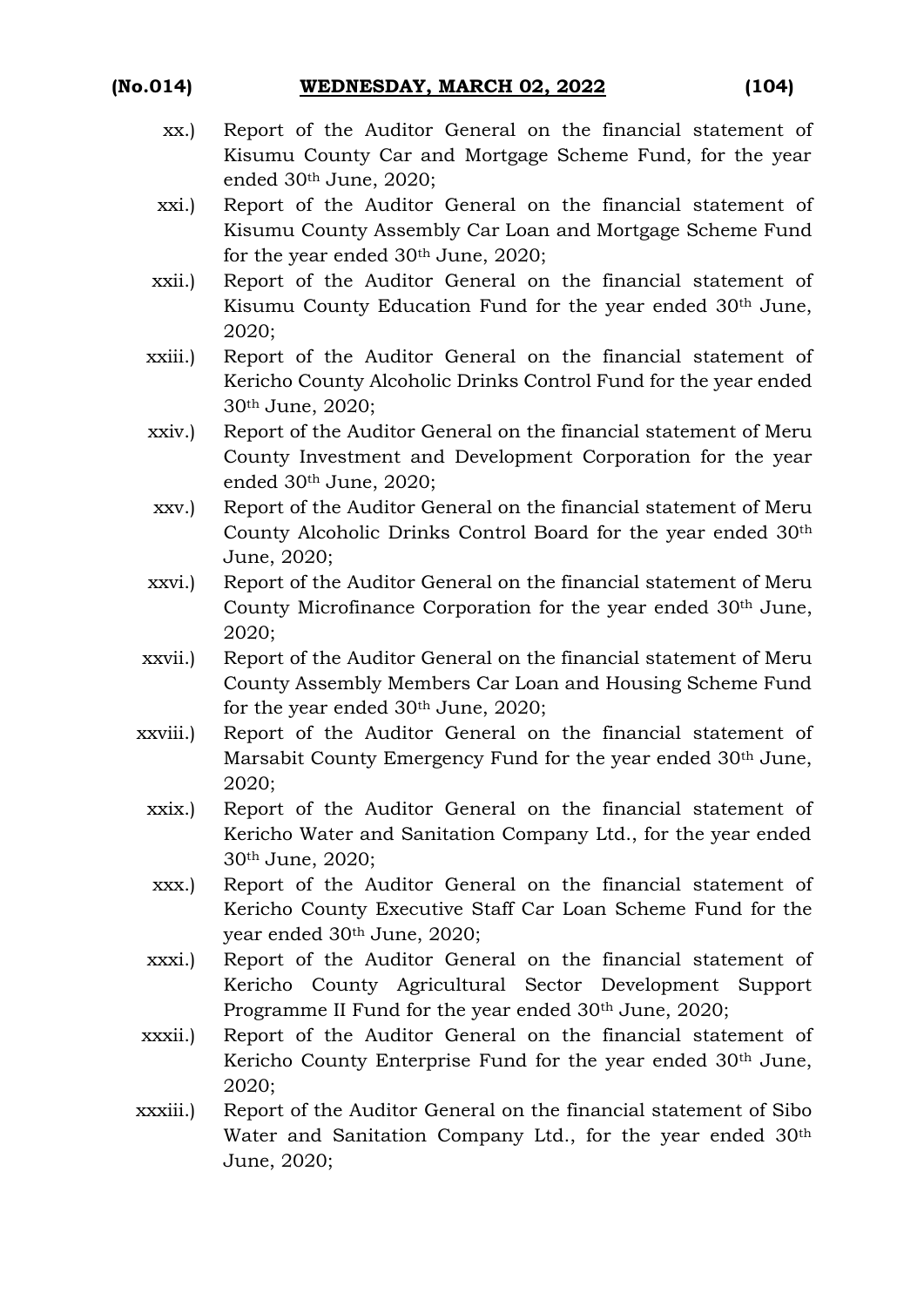xx.) Report of the Auditor General on the financial statement of Kisumu County Car and Mortgage Scheme Fund, for the year ended 30th June, 2020;

xxi.) Report of the Auditor General on the financial statement of Kisumu County Assembly Car Loan and Mortgage Scheme Fund for the year ended 30th June, 2020;

xxii.) Report of the Auditor General on the financial statement of Kisumu County Education Fund for the year ended 30th June, 2020;

xxiii.) Report of the Auditor General on the financial statement of Kericho County Alcoholic Drinks Control Fund for the year ended 30th June, 2020;

xxiv.) Report of the Auditor General on the financial statement of Meru County Investment and Development Corporation for the year ended 30th June, 2020;

xxv.) Report of the Auditor General on the financial statement of Meru County Alcoholic Drinks Control Board for the year ended 30th June, 2020;

xxvi.) Report of the Auditor General on the financial statement of Meru County Microfinance Corporation for the year ended 30th June, 2020;

xxvii.) Report of the Auditor General on the financial statement of Meru County Assembly Members Car Loan and Housing Scheme Fund for the year ended 30th June, 2020;

xxviii.) Report of the Auditor General on the financial statement of Marsabit County Emergency Fund for the year ended 30th June, 2020;

xxix.) Report of the Auditor General on the financial statement of Kericho Water and Sanitation Company Ltd., for the year ended 30th June, 2020;

xxx.) Report of the Auditor General on the financial statement of Kericho County Executive Staff Car Loan Scheme Fund for the year ended 30th June, 2020;

xxxi.) Report of the Auditor General on the financial statement of Kericho County Agricultural Sector Development Support Programme II Fund for the year ended 30th June, 2020;

xxxii.) Report of the Auditor General on the financial statement of Kericho County Enterprise Fund for the year ended 30th June, 2020;

xxxiii.) Report of the Auditor General on the financial statement of Sibo Water and Sanitation Company Ltd., for the year ended 30th June, 2020;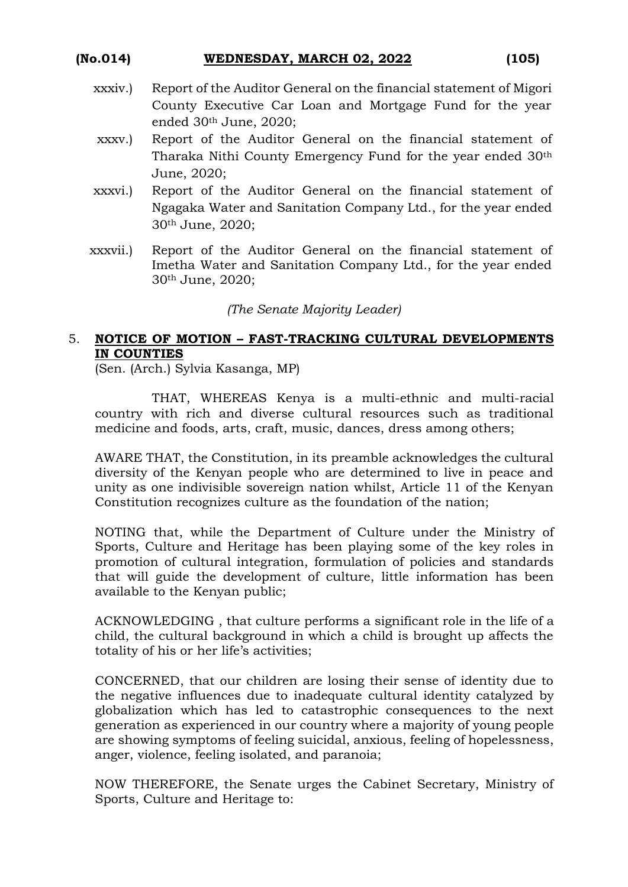xxxiv.) Report of the Auditor General on the financial statement of Migori County Executive Car Loan and Mortgage Fund for the year ended 30th June, 2020;

xxxv.) Report of the Auditor General on the financial statement of Tharaka Nithi County Emergency Fund for the year ended 30th June, 2020;

xxxvi.) Report of the Auditor General on the financial statement of Ngagaka Water and Sanitation Company Ltd., for the year ended 30th June, 2020;

xxxvii.) Report of the Auditor General on the financial statement of Imetha Water and Sanitation Company Ltd., for the year ended 30th June, 2020;

*(The Senate Majority Leader)*

5. **NOTICE OF MOTION – FAST-TRACKING CULTURAL DEVELOPMENTS IN COUNTIES**

(Sen. (Arch.) Sylvia Kasanga, MP)

THAT, WHEREAS Kenya is a multi-ethnic and multi-racial country with rich and diverse cultural resources such as traditional medicine and foods, arts, craft, music, dances, dress among others;

AWARE THAT, the Constitution, in its preamble acknowledges the cultural diversity of the Kenyan people who are determined to live in peace and unity as one indivisible sovereign nation whilst, Article 11 of the Kenyan Constitution recognizes culture as the foundation of the nation;

NOTING that, while the Department of Culture under the Ministry of Sports, Culture and Heritage has been playing some of the key roles in promotion of cultural integration, formulation of policies and standards that will guide the development of culture, little information has been available to the Kenyan public;

ACKNOWLEDGING , that culture performs a significant role in the life of a child, the cultural background in which a child is brought up affects the totality of his or her life's activities;

CONCERNED, that our children are losing their sense of identity due to the negative influences due to inadequate cultural identity catalyzed by globalization which has led to catastrophic consequences to the next generation as experienced in our country where a majority of young people are showing symptoms of feeling suicidal, anxious, feeling of hopelessness, anger, violence, feeling isolated, and paranoia;

NOW THEREFORE, the Senate urges the Cabinet Secretary, Ministry of Sports, Culture and Heritage to: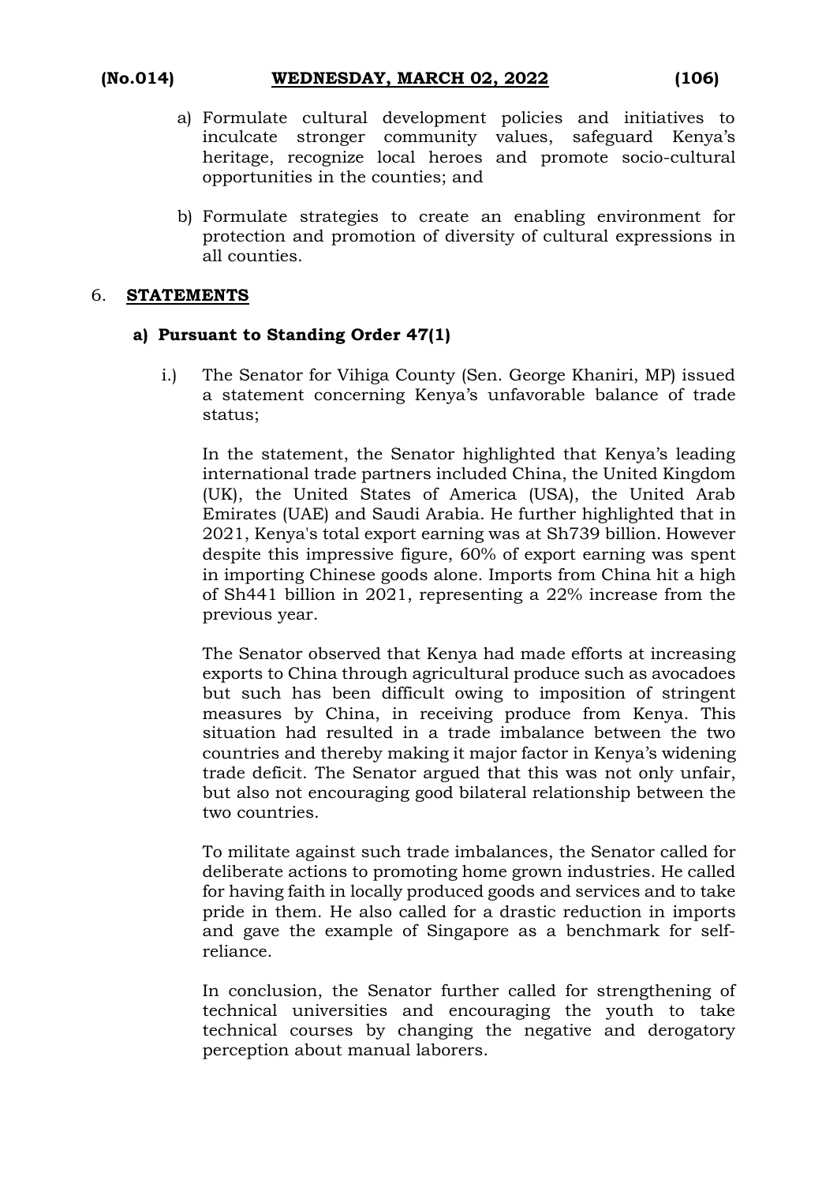a) Formulate cultural development policies and initiatives to inculcate stronger community values, safeguard Kenya's heritage, recognize local heroes and promote socio-cultural opportunities in the counties; and

b) Formulate strategies to create an enabling environment for protection and promotion of diversity of cultural expressions in all counties.

## 6. **STATEMENTS**

### a) Pursuant to Standing Order 47(1)

i.) The Senator for Vihiga County (Sen. George Khaniri, MP) issued a statement concerning Kenya's unfavorable balance of trade status;

In the statement, the Senator highlighted that Kenya's leading international trade partners included China, the United Kingdom (UK), the United States of America (USA), the United Arab Emirates (UAE) and Saudi Arabia. He further highlighted that in 2021, Kenya's total export earning was at Sh739 billion. However despite this impressive figure, 60% of export earning was spent in importing Chinese goods alone. Imports from China hit a high of Sh441 billion in 2021, representing a 22% increase from the previous year.

The Senator observed that Kenya had made efforts at increasing exports to China through agricultural produce such as avocadoes but such has been difficult owing to imposition of stringent measures by China, in receiving produce from Kenya. This situation had resulted in a trade imbalance between the two countries and thereby making it major factor in Kenya's widening trade deficit. The Senator argued that this was not only unfair, but also not encouraging good bilateral relationship between the two countries.

To militate against such trade imbalances, the Senator called for deliberate actions to promoting home grown industries. He called for having faith in locally produced goods and services and to take pride in them. He also called for a drastic reduction in imports and gave the example of Singapore as a benchmark for self-reliance.

In conclusion, the Senator further called for strengthening of technical universities and encouraging the youth to take technical courses by changing the negative and derogatory perception about manual laborers.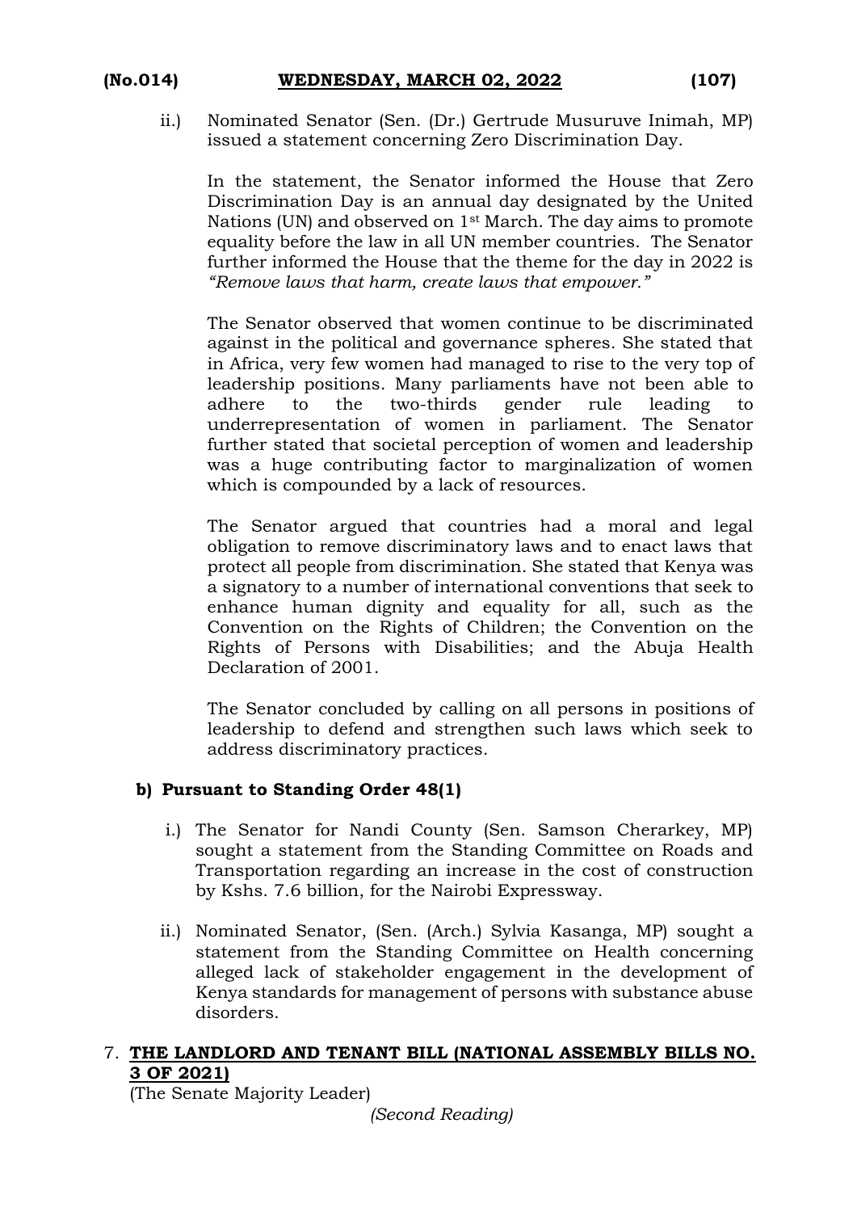ii.) Nominated Senator (Sen. (Dr.) Gertrude Musuruve Inimah, MP) issued a statement concerning Zero Discrimination Day.

In the statement, the Senator informed the House that Zero Discrimination Day is an annual day designated by the United Nations (UN) and observed on 1st March. The day aims to promote equality before the law in all UN member countries. The Senator further informed the House that the theme for the day in 2022 is *"Remove laws that harm, create laws that empower."*

The Senator observed that women continue to be discriminated against in the political and governance spheres. She stated that in Africa, very few women had managed to rise to the very top of leadership positions. Many parliaments have not been able to adhere to the two-thirds gender rule leading to underrepresentation of women in parliament. The Senator further stated that societal perception of women and leadership was a huge contributing factor to marginalization of women which is compounded by a lack of resources.

The Senator argued that countries had a moral and legal obligation to remove discriminatory laws and to enact laws that protect all people from discrimination. She stated that Kenya was a signatory to a number of international conventions that seek to enhance human dignity and equality for all, such as the Convention on the Rights of Children; the Convention on the Rights of Persons with Disabilities; and the Abuja Health Declaration of 2001.

The Senator concluded by calling on all persons in positions of leadership to defend and strengthen such laws which seek to address discriminatory practices.

**b) Pursuant to Standing Order 48(1)**

i.) The Senator for Nandi County (Sen. Samson Cherarkey, MP) sought a statement from the Standing Committee on Roads and Transportation regarding an increase in the cost of construction by Kshs. 7.6 billion, for the Nairobi Expressway.

ii.) Nominated Senator, (Sen. (Arch.) Sylvia Kasanga, MP) sought a statement from the Standing Committee on Health concerning alleged lack of stakeholder engagement in the development of Kenya standards for management of persons with substance abuse disorders.

7. **THE LANDLORD AND TENANT BILL (NATIONAL ASSEMBLY BILLS NO. 3 OF 2021)**

(The Senate Majority Leader)

*(Second Reading)*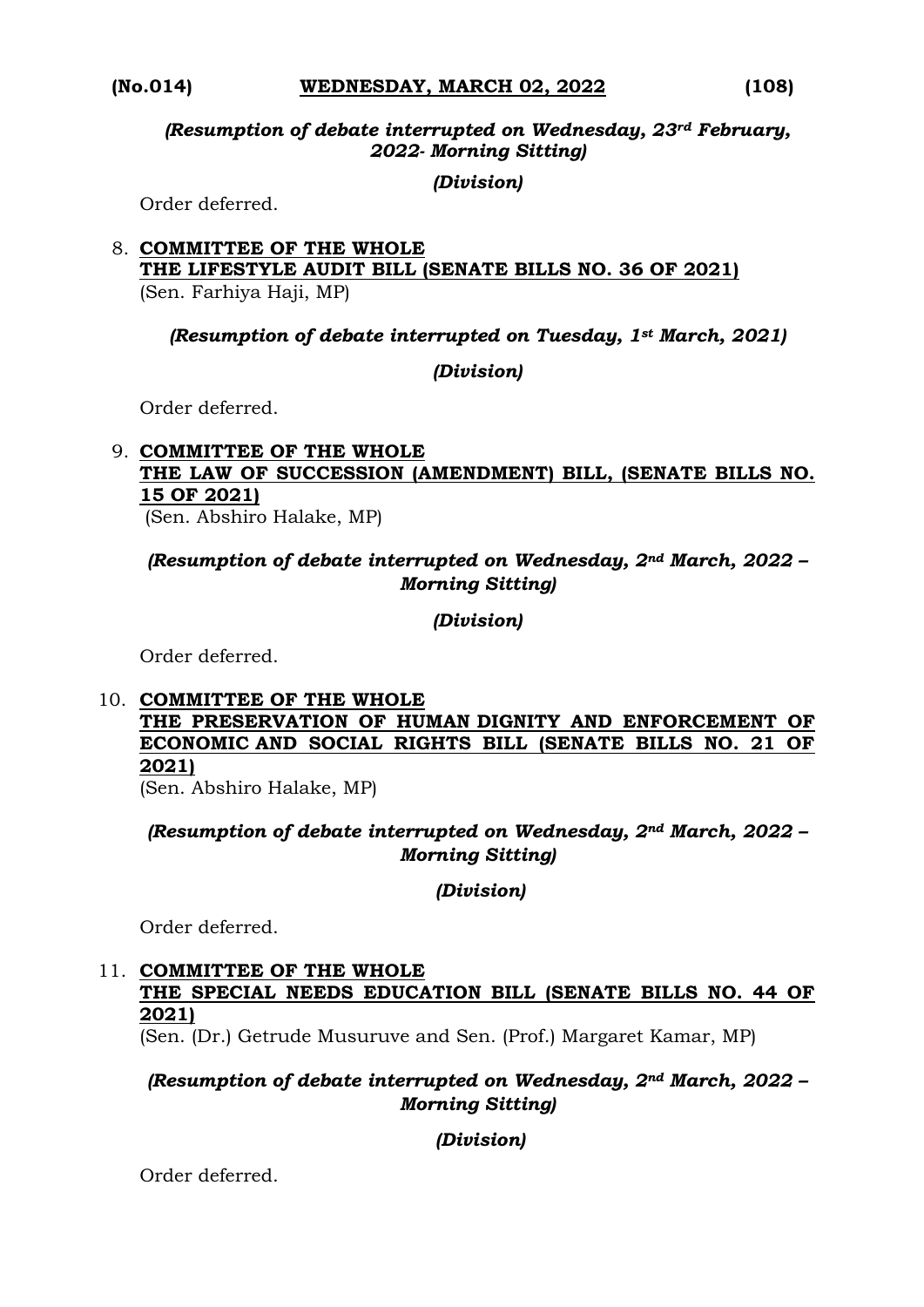*(Resumption of debate interrupted on Wednesday, 23rd February, 2022- Morning Sitting)*

*(Division)*

Order deferred.

8. **COMMITTEE OF THE WHOLE**
**THE LIFESTYLE AUDIT BILL (SENATE BILLS NO. 36 OF 2021)**
(Sen. Farhiya Haji, MP)

*(Resumption of debate interrupted on Tuesday, 1st March, 2021)*

*(Division)*

Order deferred.

9. **COMMITTEE OF THE WHOLE**
**THE LAW OF SUCCESSION (AMENDMENT) BILL, (SENATE BILLS NO. 15 OF 2021)**
(Sen. Abshiro Halake, MP)

*(Resumption of debate interrupted on Wednesday, 2nd March, 2022 – Morning Sitting)*

*(Division)*

Order deferred.

10. **COMMITTEE OF THE WHOLE**
**THE PRESERVATION OF HUMAN DIGNITY AND ENFORCEMENT OF ECONOMIC AND SOCIAL RIGHTS BILL (SENATE BILLS NO. 21 OF 2021)**
(Sen. Abshiro Halake, MP)

*(Resumption of debate interrupted on Wednesday, 2nd March, 2022 – Morning Sitting)*

*(Division)*

Order deferred.

11. **COMMITTEE OF THE WHOLE**
**THE SPECIAL NEEDS EDUCATION BILL (SENATE BILLS NO. 44 OF 2021)**
(Sen. (Dr.) Getrude Musuruve and Sen. (Prof.) Margaret Kamar, MP)

*(Resumption of debate interrupted on Wednesday, 2nd March, 2022 – Morning Sitting)*

*(Division)*

Order deferred.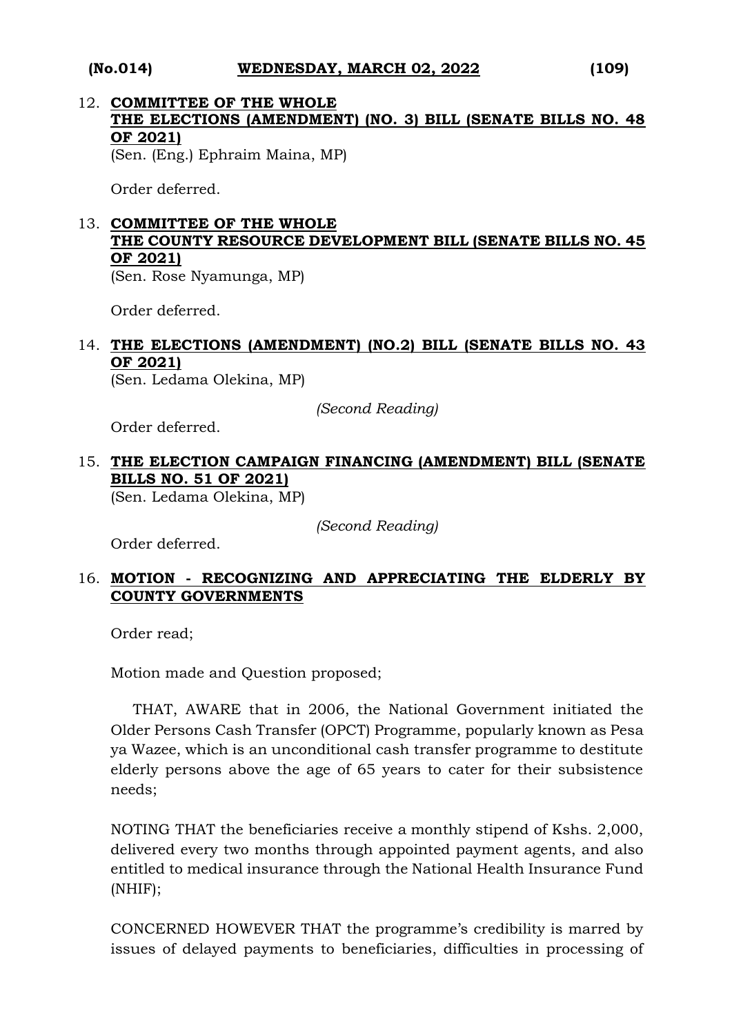12. **COMMITTEE OF THE WHOLE**
    **THE ELECTIONS (AMENDMENT) (NO. 3) BILL (SENATE BILLS NO. 48 OF 2021)**
    (Sen. (Eng.) Ephraim Maina, MP)

    Order deferred.

13. **COMMITTEE OF THE WHOLE**
    **THE COUNTY RESOURCE DEVELOPMENT BILL (SENATE BILLS NO. 45 OF 2021)**
    (Sen. Rose Nyamunga, MP)

    Order deferred.

14. **THE ELECTIONS (AMENDMENT) (NO.2) BILL (SENATE BILLS NO. 43 OF 2021)**
    (Sen. Ledama Olekina, MP)

    *(Second Reading)*

    Order deferred.

15. **THE ELECTION CAMPAIGN FINANCING (AMENDMENT) BILL (SENATE BILLS NO. 51 OF 2021)**
    (Sen. Ledama Olekina, MP)

    *(Second Reading)*

    Order deferred.

16. **MOTION - RECOGNIZING AND APPRECIATING THE ELDERLY BY COUNTY GOVERNMENTS**

    Order read;

    Motion made and Question proposed;

    THAT, AWARE that in 2006, the National Government initiated the Older Persons Cash Transfer (OPCT) Programme, popularly known as Pesa ya Wazee, which is an unconditional cash transfer programme to destitute elderly persons above the age of 65 years to cater for their subsistence needs;

    NOTING THAT the beneficiaries receive a monthly stipend of Kshs. 2,000, delivered every two months through appointed payment agents, and also entitled to medical insurance through the National Health Insurance Fund (NHIF);

    CONCERNED HOWEVER THAT the programme's credibility is marred by issues of delayed payments to beneficiaries, difficulties in processing of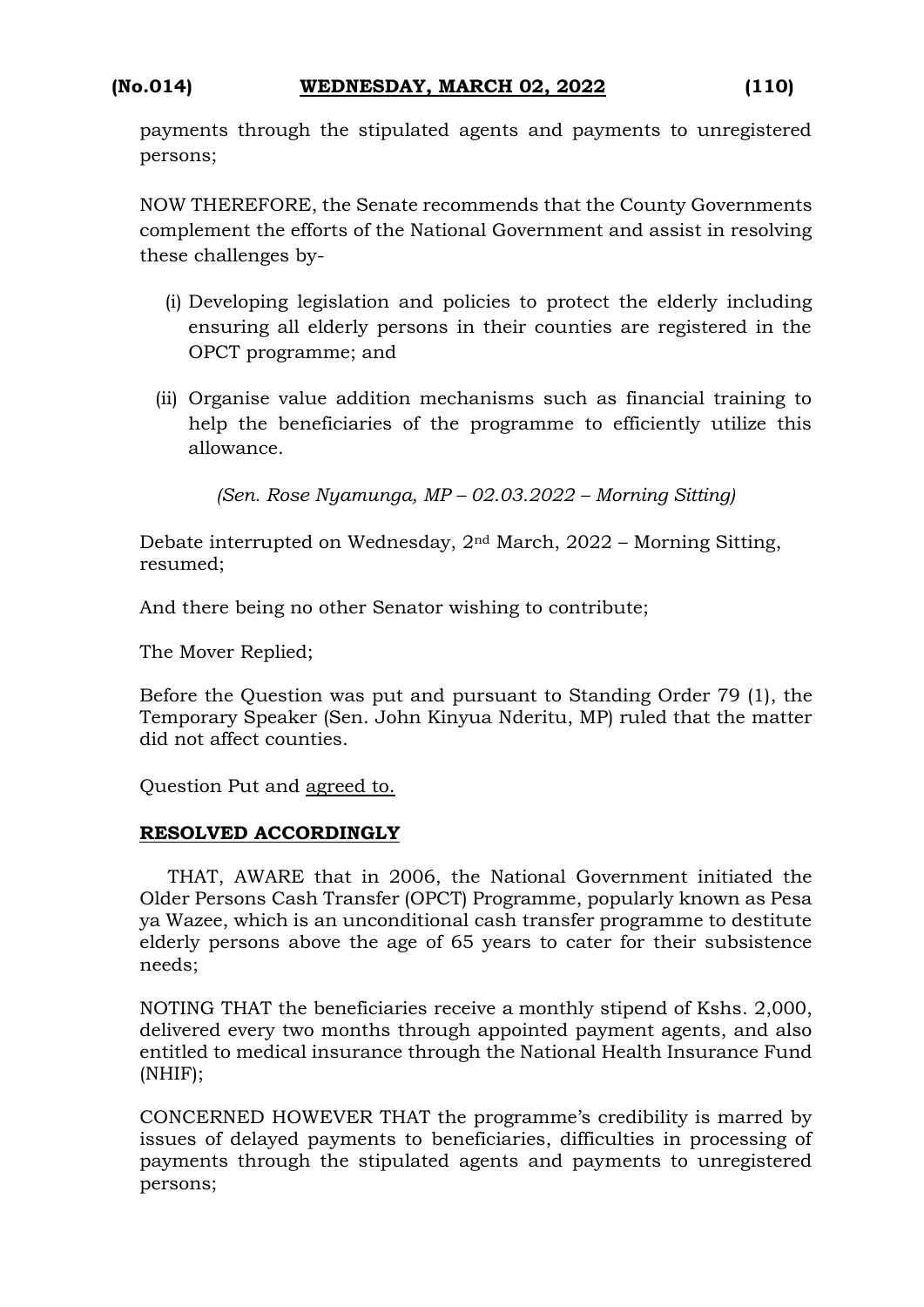payments through the stipulated agents and payments to unregistered persons;

NOW THEREFORE, the Senate recommends that the County Governments complement the efforts of the National Government and assist in resolving these challenges by-

(i) Developing legislation and policies to protect the elderly including ensuring all elderly persons in their counties are registered in the OPCT programme; and

(ii) Organise value addition mechanisms such as financial training to help the beneficiaries of the programme to efficiently utilize this allowance.

*(Sen. Rose Nyamunga, MP – 02.03.2022 – Morning Sitting)*

Debate interrupted on Wednesday, 2nd March, 2022 – Morning Sitting, resumed;

And there being no other Senator wishing to contribute;

The Mover Replied;

Before the Question was put and pursuant to Standing Order 79 (1), the Temporary Speaker (Sen. John Kinyua Nderitu, MP) ruled that the matter did not affect counties.

Question Put and agreed to.

**RESOLVED ACCORDINGLY**

THAT, AWARE that in 2006, the National Government initiated the Older Persons Cash Transfer (OPCT) Programme, popularly known as Pesa ya Wazee, which is an unconditional cash transfer programme to destitute elderly persons above the age of 65 years to cater for their subsistence needs;

NOTING THAT the beneficiaries receive a monthly stipend of Kshs. 2,000, delivered every two months through appointed payment agents, and also entitled to medical insurance through the National Health Insurance Fund (NHIF);

CONCERNED HOWEVER THAT the programme's credibility is marred by issues of delayed payments to beneficiaries, difficulties in processing of payments through the stipulated agents and payments to unregistered persons;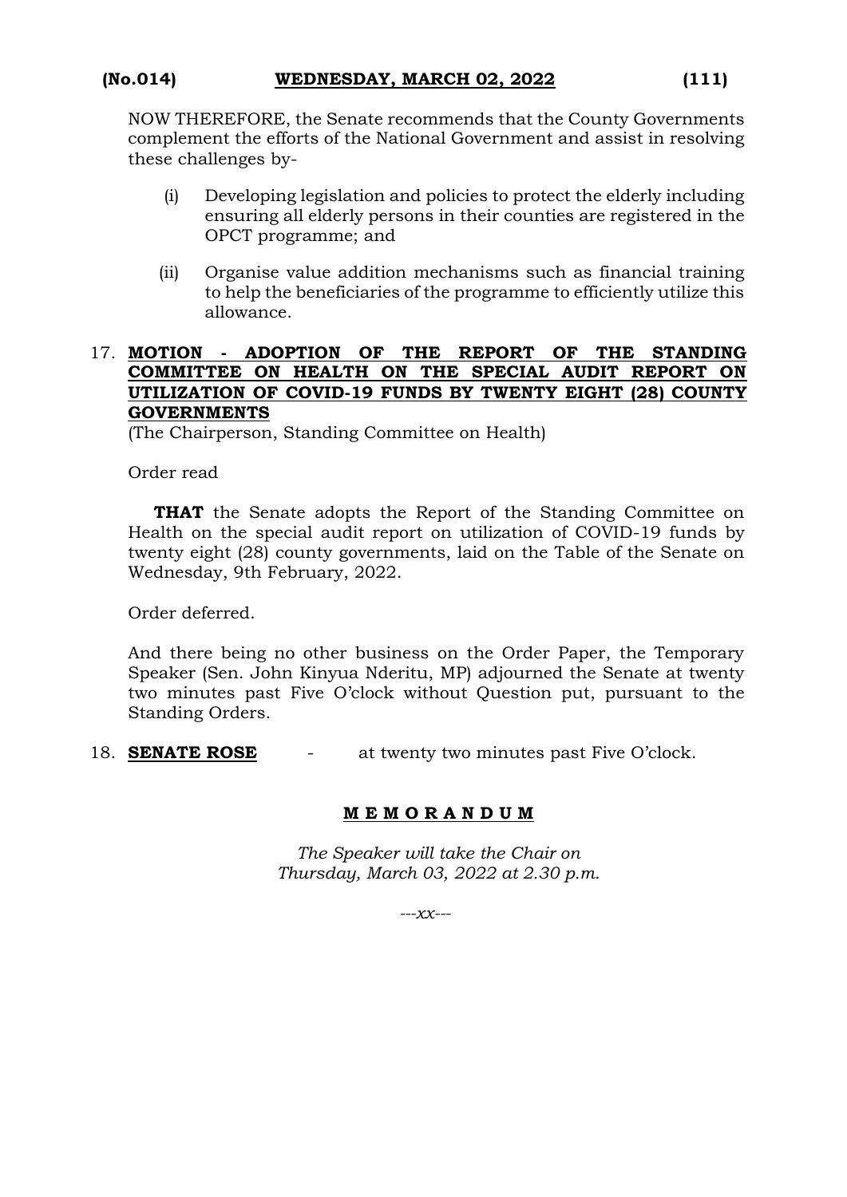NOW THEREFORE, the Senate recommends that the County Governments complement the efforts of the National Government and assist in resolving these challenges by-

(i) Developing legislation and policies to protect the elderly including ensuring all elderly persons in their counties are registered in the OPCT programme; and

(ii) Organise value addition mechanisms such as financial training to help the beneficiaries of the programme to efficiently utilize this allowance.

17. **MOTION - ADOPTION OF THE REPORT OF THE STANDING COMMITTEE ON HEALTH ON THE SPECIAL AUDIT REPORT ON UTILIZATION OF COVID-19 FUNDS BY TWENTY EIGHT (28) COUNTY GOVERNMENTS**
(The Chairperson, Standing Committee on Health)

Order read

**THAT** the Senate adopts the Report of the Standing Committee on Health on the special audit report on utilization of COVID-19 funds by twenty eight (28) county governments, laid on the Table of the Senate on Wednesday, 9th February, 2022.

Order deferred.

And there being no other business on the Order Paper, the Temporary Speaker (Sen. John Kinyua Nderitu, MP) adjourned the Senate at twenty two minutes past Five O'clock without Question put, pursuant to the Standing Orders.

18. **SENATE ROSE** - at twenty two minutes past Five O'clock.

**M E M O R A N D U M**

*The Speaker will take the Chair on Thursday, March 03, 2022 at 2.30 p.m.*

---xx---